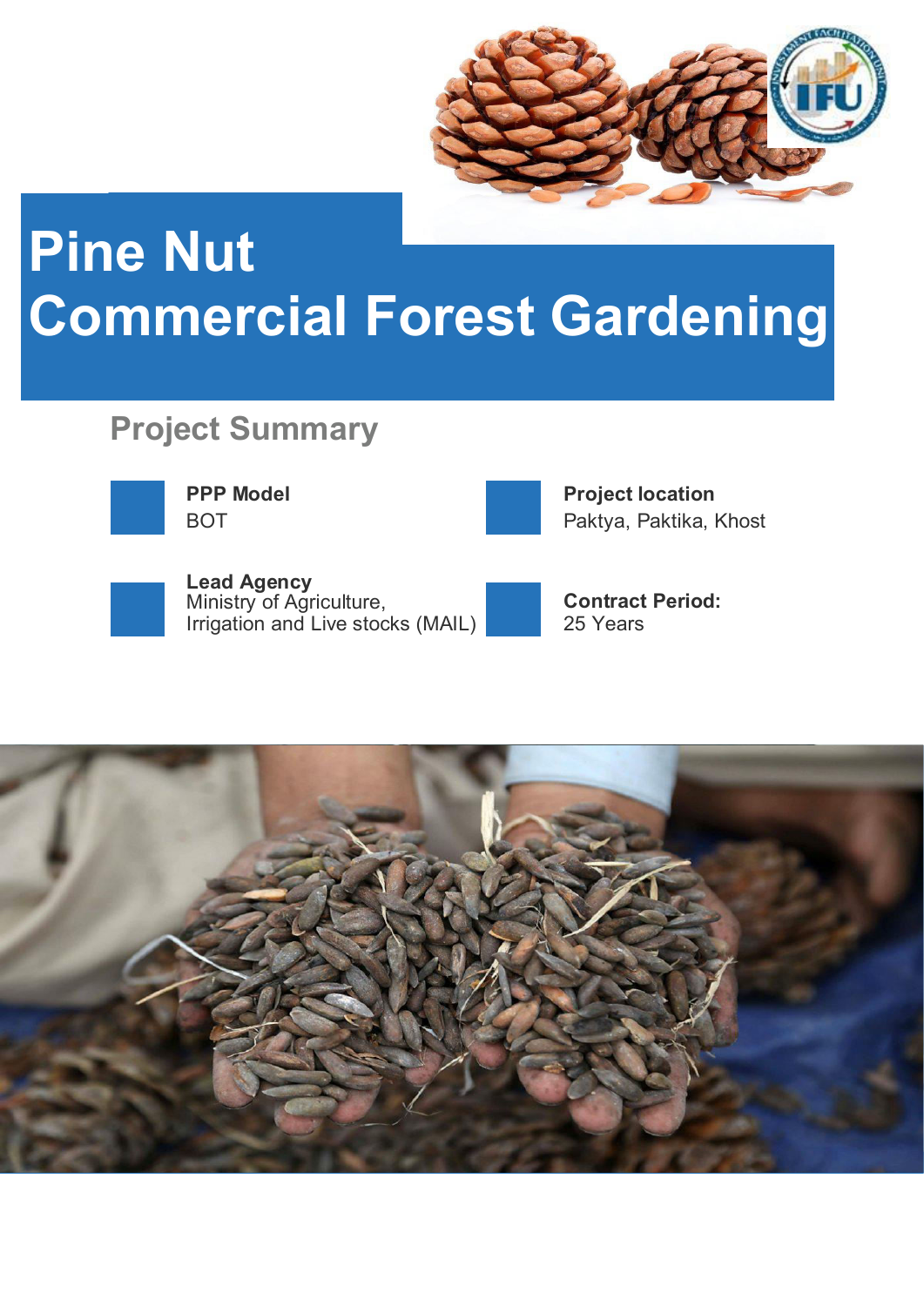# Pine Nut
# Commercial Forest Gardening

## Project Summary

**PPP Model**
BOT

**Project location**
Paktya, Paktika, Khost

**Lead Agency**
Ministry of Agriculture, Irrigation and Live stocks (MAIL)

**Contract Period:**
25 Years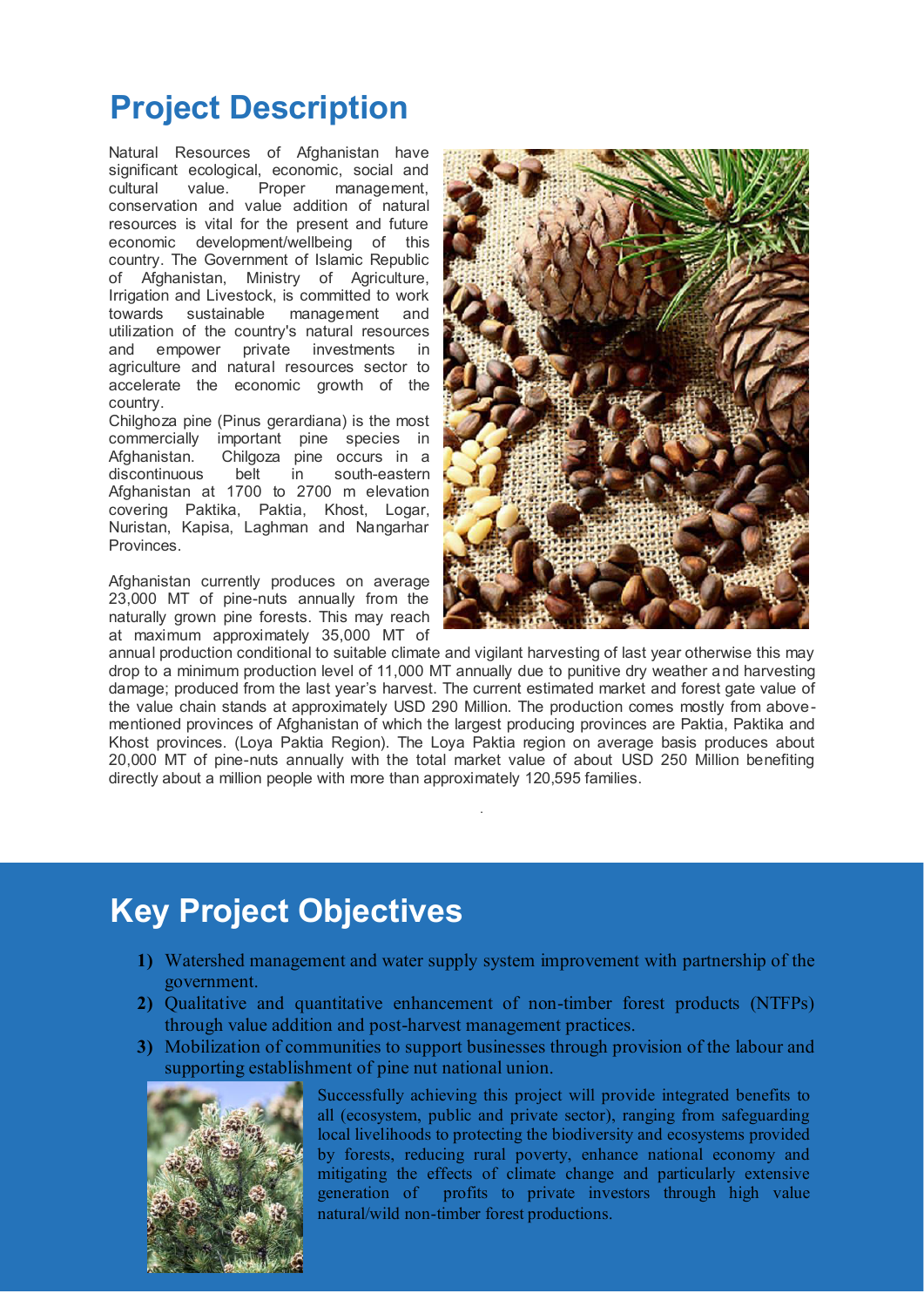# Project Description

Natural Resources of Afghanistan have significant ecological, economic, social and cultural value. Proper management, conservation and value addition of natural resources is vital for the present and future economic development/wellbeing of this country. The Government of Islamic Republic of Afghanistan, Ministry of Agriculture, Irrigation and Livestock, is committed to work towards sustainable management and utilization of the country's natural resources and empower private investments in agriculture and natural resources sector to accelerate the economic growth of the country.

Chilghoza pine (Pinus gerardiana) is the most commercially important pine species in Afghanistan. Chilgoza pine occurs in a discontinuous belt in south-eastern Afghanistan at 1700 to 2700 m elevation covering Paktika, Paktia, Khost, Logar, Nuristan, Kapisa, Laghman and Nangarhar Provinces.

Afghanistan currently produces on average 23,000 MT of pine-nuts annually from the naturally grown pine forests. This may reach at maximum approximately 35,000 MT of annual production conditional to suitable climate and vigilant harvesting of last year otherwise this may drop to a minimum production level of 11,000 MT annually due to punitive dry weather and harvesting damage; produced from the last year's harvest. The current estimated market and forest gate value of the value chain stands at approximately USD 290 Million. The production comes mostly from above-mentioned provinces of Afghanistan of which the largest producing provinces are Paktia, Paktika and Khost provinces. (Loya Paktia Region). The Loya Paktia region on average basis produces about 20,000 MT of pine-nuts annually with the total market value of about USD 250 Million benefiting directly about a million people with more than approximately 120,595 families.

# Key Project Objectives

1) Watershed management and water supply system improvement with partnership of the government.
2) Qualitative and quantitative enhancement of non-timber forest products (NTFPs) through value addition and post-harvest management practices.
3) Mobilization of communities to support businesses through provision of the labour and supporting establishment of pine nut national union.

Successfully achieving this project will provide integrated benefits to all (ecosystem, public and private sector), ranging from safeguarding local livelihoods to protecting the biodiversity and ecosystems provided by forests, reducing rural poverty, enhance national economy and mitigating the effects of climate change and particularly extensive generation of profits to private investors through high value natural/wild non-timber forest productions.